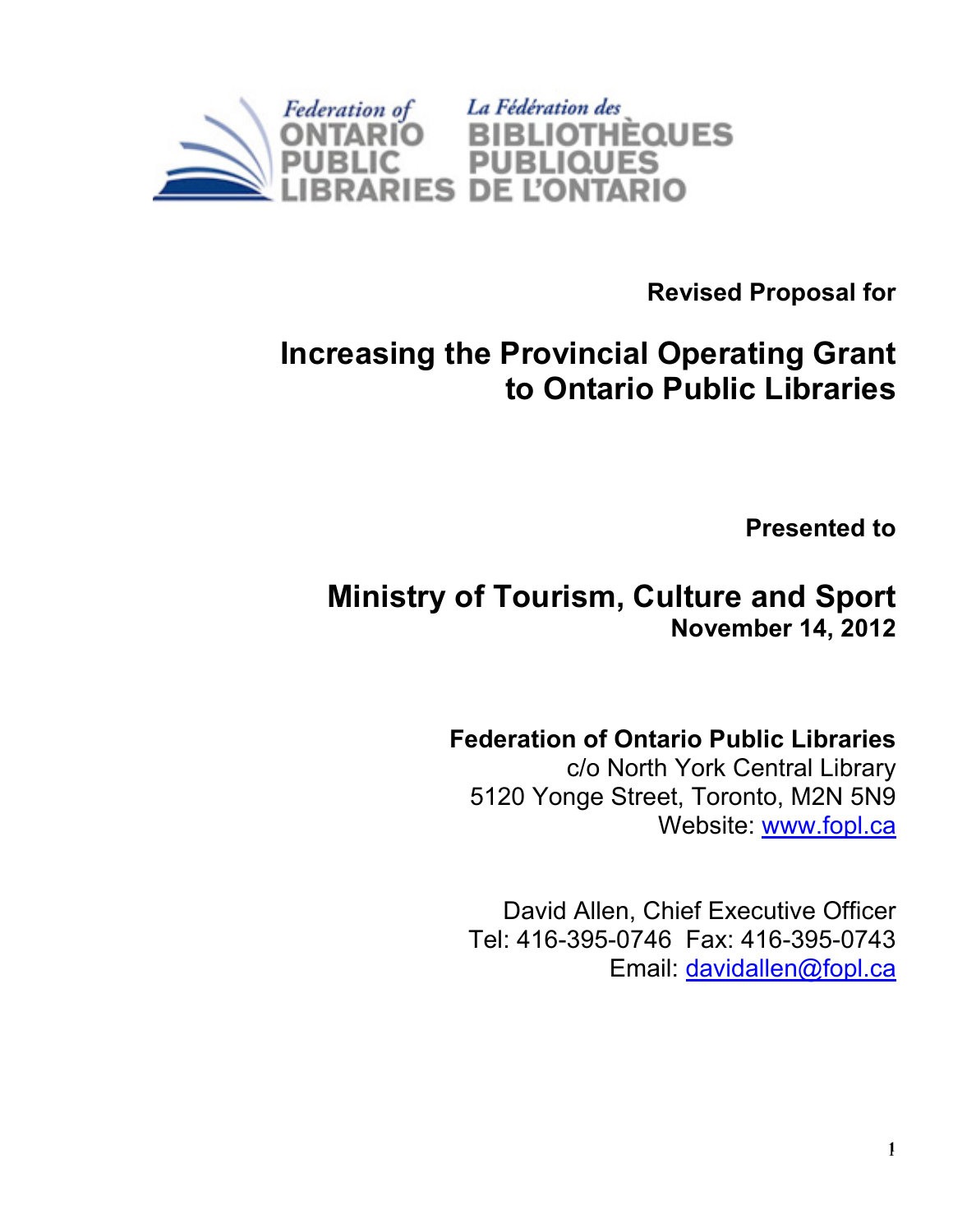Federation of Ontario Public Libraries
La Fédération des Bibliothèques Publiques de l'Ontario

**Revised Proposal for**

# Increasing the Provincial Operating Grant to Ontario Public Libraries

**Presented to**

## Ministry of Tourism, Culture and Sport

**November 14, 2012**

**Federation of Ontario Public Libraries**
c/o North York Central Library
5120 Yonge Street, Toronto, M2N 5N9
Website: [www.fopl.ca](http://www.fopl.ca)

David Allen, Chief Executive Officer
Tel: 416-395-0746 Fax: 416-395-0743
Email: [davidallen@fopl.ca](mailto:davidallen@fopl.ca)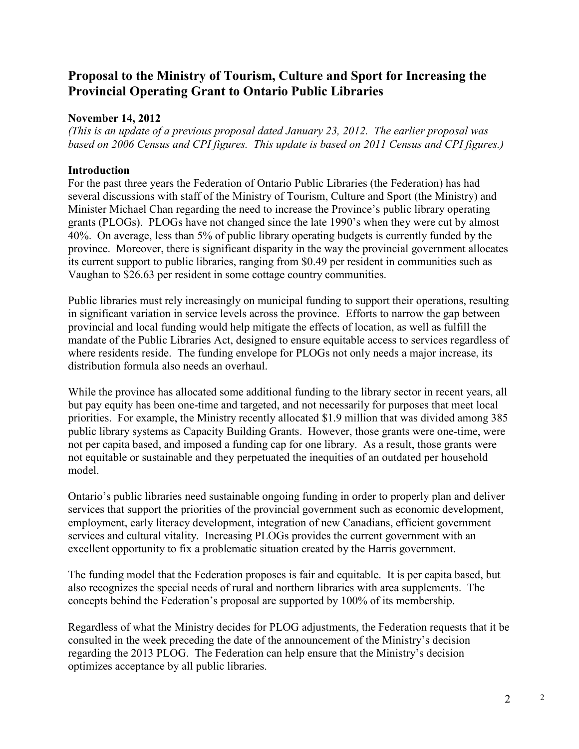## Proposal to the Ministry of Tourism, Culture and Sport for Increasing the Provincial Operating Grant to Ontario Public Libraries

**November 14, 2012**

*(This is an update of a previous proposal dated January 23, 2012. The earlier proposal was based on 2006 Census and CPI figures. This update is based on 2011 Census and CPI figures.)*

**Introduction**

For the past three years the Federation of Ontario Public Libraries (the Federation) has had several discussions with staff of the Ministry of Tourism, Culture and Sport (the Ministry) and Minister Michael Chan regarding the need to increase the Province's public library operating grants (PLOGs). PLOGs have not changed since the late 1990's when they were cut by almost 40%. On average, less than 5% of public library operating budgets is currently funded by the province. Moreover, there is significant disparity in the way the provincial government allocates its current support to public libraries, ranging from $0.49 per resident in communities such as Vaughan to $26.63 per resident in some cottage country communities.

Public libraries must rely increasingly on municipal funding to support their operations, resulting in significant variation in service levels across the province. Efforts to narrow the gap between provincial and local funding would help mitigate the effects of location, as well as fulfill the mandate of the Public Libraries Act, designed to ensure equitable access to services regardless of where residents reside. The funding envelope for PLOGs not only needs a major increase, its distribution formula also needs an overhaul.

While the province has allocated some additional funding to the library sector in recent years, all but pay equity has been one-time and targeted, and not necessarily for purposes that meet local priorities. For example, the Ministry recently allocated $1.9 million that was divided among 385 public library systems as Capacity Building Grants. However, those grants were one-time, were not per capita based, and imposed a funding cap for one library. As a result, those grants were not equitable or sustainable and they perpetuated the inequities of an outdated per household model.

Ontario's public libraries need sustainable ongoing funding in order to properly plan and deliver services that support the priorities of the provincial government such as economic development, employment, early literacy development, integration of new Canadians, efficient government services and cultural vitality. Increasing PLOGs provides the current government with an excellent opportunity to fix a problematic situation created by the Harris government.

The funding model that the Federation proposes is fair and equitable. It is per capita based, but also recognizes the special needs of rural and northern libraries with area supplements. The concepts behind the Federation's proposal are supported by 100% of its membership.

Regardless of what the Ministry decides for PLOG adjustments, the Federation requests that it be consulted in the week preceding the date of the announcement of the Ministry's decision regarding the 2013 PLOG. The Federation can help ensure that the Ministry's decision optimizes acceptance by all public libraries.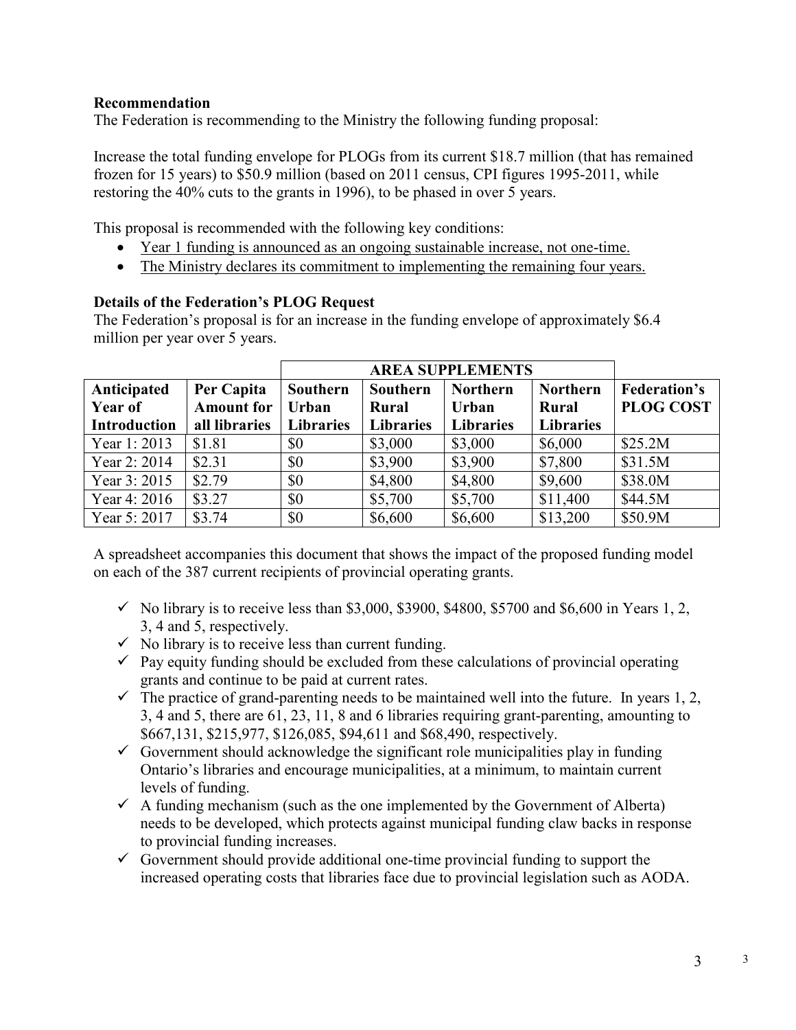**Recommendation**

The Federation is recommending to the Ministry the following funding proposal:

Increase the total funding envelope for PLOGs from its current \$18.7 million (that has remained frozen for 15 years) to \$50.9 million (based on 2011 census, CPI figures 1995-2011, while restoring the 40% cuts to the grants in 1996), to be phased in over 5 years.

This proposal is recommended with the following key conditions:

- <u>Year 1 funding is announced as an ongoing sustainable increase, not one-time.</u>
- <u>The Ministry declares its commitment to implementing the remaining four years.</u>

**Details of the Federation's PLOG Request**

The Federation's proposal is for an increase in the funding envelope of approximately \$6.4 million per year over 5 years.

| | | AREA SUPPLEMENTS | | | | |
|---|---|---|---|---|---|---|
| **Anticipated Year of Introduction** | **Per Capita Amount for all libraries** | **Southern Urban Libraries** | **Southern Rural Libraries** | **Northern Urban Libraries** | **Northern Rural Libraries** | **Federation's PLOG COST** |
| Year 1: 2013 | \$1.81 | \$0 | \$3,000 | \$3,000 | \$6,000 | \$25.2M |
| Year 2: 2014 | \$2.31 | \$0 | \$3,900 | \$3,900 | \$7,800 | \$31.5M |
| Year 3: 2015 | \$2.79 | \$0 | \$4,800 | \$4,800 | \$9,600 | \$38.0M |
| Year 4: 2016 | \$3.27 | \$0 | \$5,700 | \$5,700 | \$11,400 | \$44.5M |
| Year 5: 2017 | \$3.74 | \$0 | \$6,600 | \$6,600 | \$13,200 | \$50.9M |

A spreadsheet accompanies this document that shows the impact of the proposed funding model on each of the 387 current recipients of provincial operating grants.

- ✓ No library is to receive less than \$3,000, \$3900, \$4800, \$5700 and \$6,600 in Years 1, 2, 3, 4 and 5, respectively.
- ✓ No library is to receive less than current funding.
- ✓ Pay equity funding should be excluded from these calculations of provincial operating grants and continue to be paid at current rates.
- ✓ The practice of grand-parenting needs to be maintained well into the future. In years 1, 2, 3, 4 and 5, there are 61, 23, 11, 8 and 6 libraries requiring grant-parenting, amounting to \$667,131, \$215,977, \$126,085, \$94,611 and \$68,490, respectively.
- ✓ Government should acknowledge the significant role municipalities play in funding Ontario's libraries and encourage municipalities, at a minimum, to maintain current levels of funding.
- ✓ A funding mechanism (such as the one implemented by the Government of Alberta) needs to be developed, which protects against municipal funding claw backs in response to provincial funding increases.
- ✓ Government should provide additional one-time provincial funding to support the increased operating costs that libraries face due to provincial legislation such as AODA.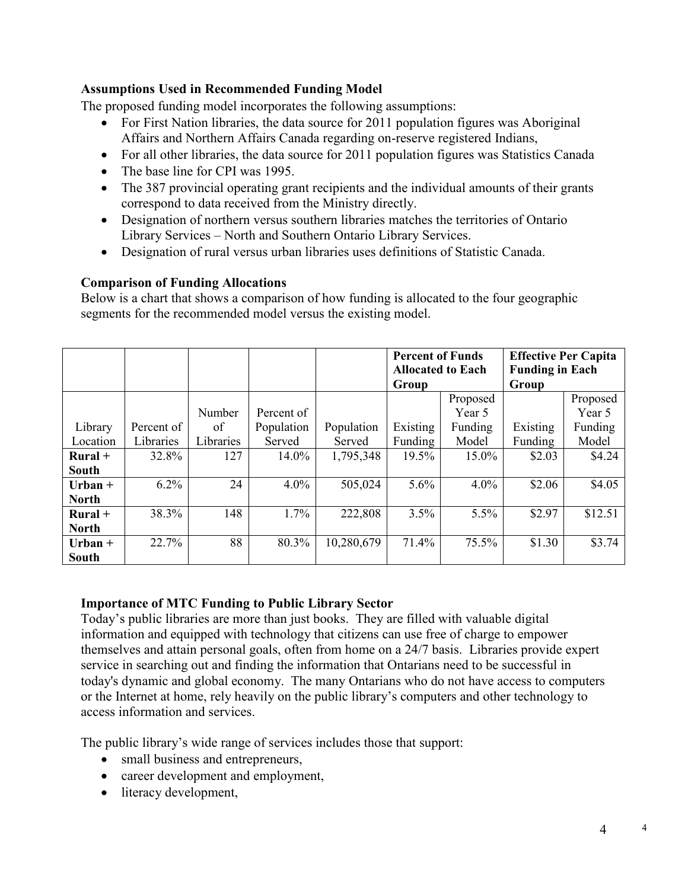### Assumptions Used in Recommended Funding Model

The proposed funding model incorporates the following assumptions:

- For First Nation libraries, the data source for 2011 population figures was Aboriginal Affairs and Northern Affairs Canada regarding on-reserve registered Indians,
- For all other libraries, the data source for 2011 population figures was Statistics Canada
- The base line for CPI was 1995.
- The 387 provincial operating grant recipients and the individual amounts of their grants correspond to data received from the Ministry directly.
- Designation of northern versus southern libraries matches the territories of Ontario Library Services – North and Southern Ontario Library Services.
- Designation of rural versus urban libraries uses definitions of Statistic Canada.

### Comparison of Funding Allocations

Below is a chart that shows a comparison of how funding is allocated to the four geographic segments for the recommended model versus the existing model.

| | | | | | **Percent of Funds Allocated to Each Group** | | **Effective Per Capita Funding in Each Group** | |
|---|---|---|---|---|---|---|---|---|
| Library Location | Percent of Libraries | Number of Libraries | Percent of Population Served | Population Served | Existing Funding | Proposed Year 5 Funding Model | Existing Funding | Proposed Year 5 Funding Model |
| **Rural + South** | 32.8% | 127 | 14.0% | 1,795,348 | 19.5% | 15.0% | $2.03 | $4.24 |
| **Urban + North** | 6.2% | 24 | 4.0% | 505,024 | 5.6% | 4.0% | $2.06 | $4.05 |
| **Rural + North** | 38.3% | 148 | 1.7% | 222,808 | 3.5% | 5.5% | $2.97 | $12.51 |
| **Urban + South** | 22.7% | 88 | 80.3% | 10,280,679 | 71.4% | 75.5% | $1.30 | $3.74 |

### Importance of MTC Funding to Public Library Sector

Today's public libraries are more than just books. They are filled with valuable digital information and equipped with technology that citizens can use free of charge to empower themselves and attain personal goals, often from home on a 24/7 basis. Libraries provide expert service in searching out and finding the information that Ontarians need to be successful in today's dynamic and global economy. The many Ontarians who do not have access to computers or the Internet at home, rely heavily on the public library's computers and other technology to access information and services.

The public library's wide range of services includes those that support:

- small business and entrepreneurs,
- career development and employment,
- literacy development,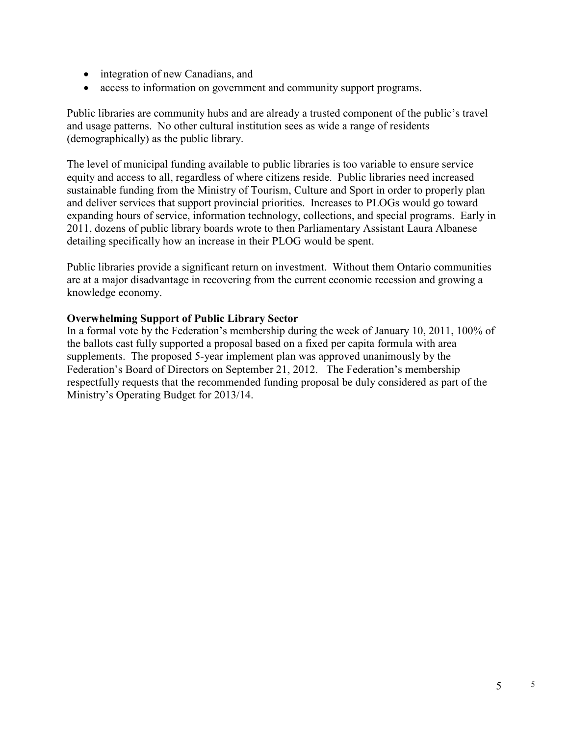- integration of new Canadians, and
- access to information on government and community support programs.

Public libraries are community hubs and are already a trusted component of the public's travel and usage patterns. No other cultural institution sees as wide a range of residents (demographically) as the public library.

The level of municipal funding available to public libraries is too variable to ensure service equity and access to all, regardless of where citizens reside. Public libraries need increased sustainable funding from the Ministry of Tourism, Culture and Sport in order to properly plan and deliver services that support provincial priorities. Increases to PLOGs would go toward expanding hours of service, information technology, collections, and special programs. Early in 2011, dozens of public library boards wrote to then Parliamentary Assistant Laura Albanese detailing specifically how an increase in their PLOG would be spent.

Public libraries provide a significant return on investment. Without them Ontario communities are at a major disadvantage in recovering from the current economic recession and growing a knowledge economy.

**Overwhelming Support of Public Library Sector**

In a formal vote by the Federation's membership during the week of January 10, 2011, 100% of the ballots cast fully supported a proposal based on a fixed per capita formula with area supplements. The proposed 5-year implement plan was approved unanimously by the Federation's Board of Directors on September 21, 2012. The Federation's membership respectfully requests that the recommended funding proposal be duly considered as part of the Ministry's Operating Budget for 2013/14.